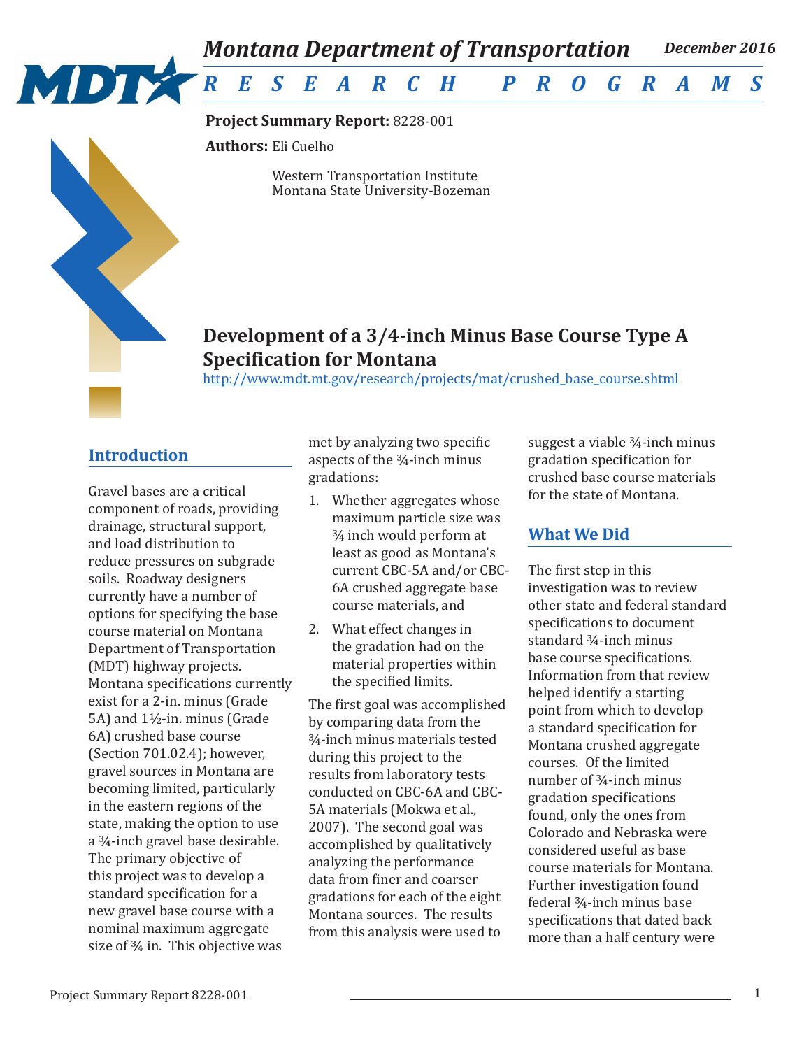Montana Department of Transportation — December 2016

RESEARCH PROGRAMS

**Project Summary Report:** 8228-001

**Authors:** Eli Cuelho

Western Transportation Institute
Montana State University-Bozeman

# Development of a 3/4-inch Minus Base Course Type A Specification for Montana

http://www.mdt.mt.gov/research/projects/mat/crushed_base_course.shtml

## Introduction

Gravel bases are a critical component of roads, providing drainage, structural support, and load distribution to reduce pressures on subgrade soils. Roadway designers currently have a number of options for specifying the base course material on Montana Department of Transportation (MDT) highway projects. Montana specifications currently exist for a 2-in. minus (Grade 5A) and 1½-in. minus (Grade 6A) crushed base course (Section 701.02.4); however, gravel sources in Montana are becoming limited, particularly in the eastern regions of the state, making the option to use a ¾-inch gravel base desirable. The primary objective of this project was to develop a standard specification for a new gravel base course with a nominal maximum aggregate size of ¾ in. This objective was met by analyzing two specific aspects of the ¾-inch minus gradations:

1. Whether aggregates whose maximum particle size was ¾ inch would perform at least as good as Montana's current CBC-5A and/or CBC-6A crushed aggregate base course materials, and
2. What effect changes in the gradation had on the material properties within the specified limits.

The first goal was accomplished by comparing data from the ¾-inch minus materials tested during this project to the results from laboratory tests conducted on CBC-6A and CBC-5A materials (Mokwa et al., 2007). The second goal was accomplished by qualitatively analyzing the performance data from finer and coarser gradations for each of the eight Montana sources. The results from this analysis were used to suggest a viable ¾-inch minus gradation specification for crushed base course materials for the state of Montana.

## What We Did

The first step in this investigation was to review other state and federal standard specifications to document standard ¾-inch minus base course specifications. Information from that review helped identify a starting point from which to develop a standard specification for Montana crushed aggregate courses. Of the limited number of ¾-inch minus gradation specifications found, only the ones from Colorado and Nebraska were considered useful as base course materials for Montana. Further investigation found federal ¾-inch minus base specifications that dated back more than a half century were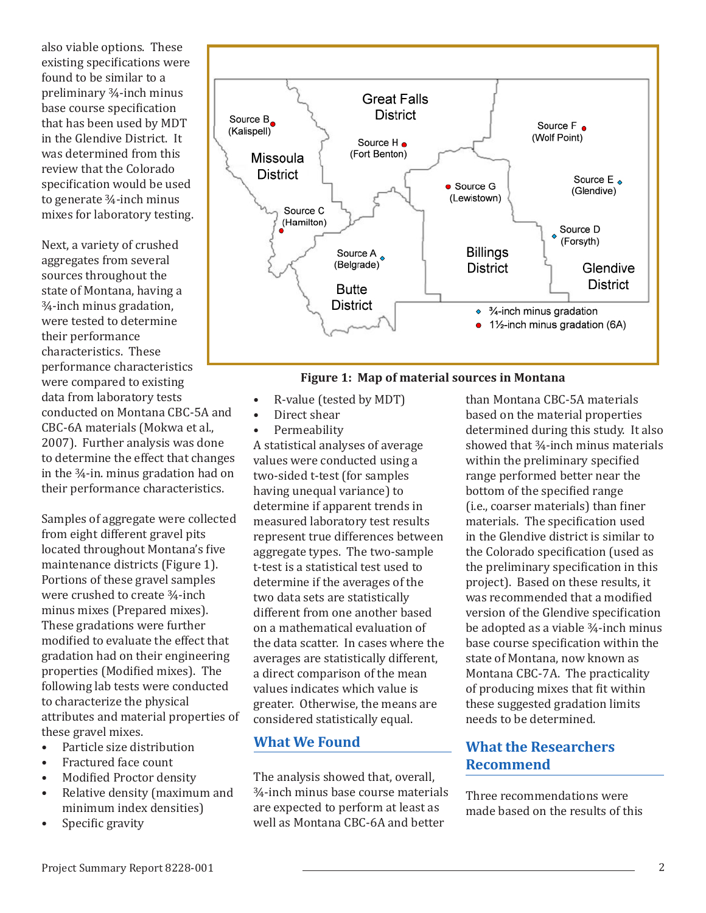also viable options. These existing specifications were found to be similar to a preliminary ¾-inch minus base course specification that has been used by MDT in the Glendive District. It was determined from this review that the Colorado specification would be used to generate ¾-inch minus mixes for laboratory testing.

Next, a variety of crushed aggregates from several sources throughout the state of Montana, having a ¾-inch minus gradation, were tested to determine their performance characteristics. These performance characteristics were compared to existing data from laboratory tests conducted on Montana CBC-5A and CBC-6A materials (Mokwa et al., 2007). Further analysis was done to determine the effect that changes in the ¾-in. minus gradation had on their performance characteristics.

**Figure 1: Map of material sources in Montana**

Samples of aggregate were collected from eight different gravel pits located throughout Montana's five maintenance districts (Figure 1). Portions of these gravel samples were crushed to create ¾-inch minus mixes (Prepared mixes). These gradations were further modified to evaluate the effect that gradation had on their engineering properties (Modified mixes). The following lab tests were conducted to characterize the physical attributes and material properties of these gravel mixes.

- Particle size distribution
- Fractured face count
- Modified Proctor density
- Relative density (maximum and minimum index densities)
- Specific gravity
- R-value (tested by MDT)
- Direct shear
- Permeability

A statistical analyses of average values were conducted using a two-sided t-test (for samples having unequal variance) to determine if apparent trends in measured laboratory test results represent true differences between aggregate types. The two-sample t-test is a statistical test used to determine if the averages of the two data sets are statistically different from one another based on a mathematical evaluation of the data scatter. In cases where the averages are statistically different, a direct comparison of the mean values indicates which value is greater. Otherwise, the means are considered statistically equal.

## What We Found

The analysis showed that, overall, ¾-inch minus base course materials are expected to perform at least as well as Montana CBC-6A and better than Montana CBC-5A materials based on the material properties determined during this study. It also showed that ¾-inch minus materials within the preliminary specified range performed better near the bottom of the specified range (i.e., coarser materials) than finer materials. The specification used in the Glendive district is similar to the Colorado specification (used as the preliminary specification in this project). Based on these results, it was recommended that a modified version of the Glendive specification be adopted as a viable ¾-inch minus base course specification within the state of Montana, now known as Montana CBC-7A. The practicality of producing mixes that fit within these suggested gradation limits needs to be determined.

## What the Researchers Recommend

Three recommendations were made based on the results of this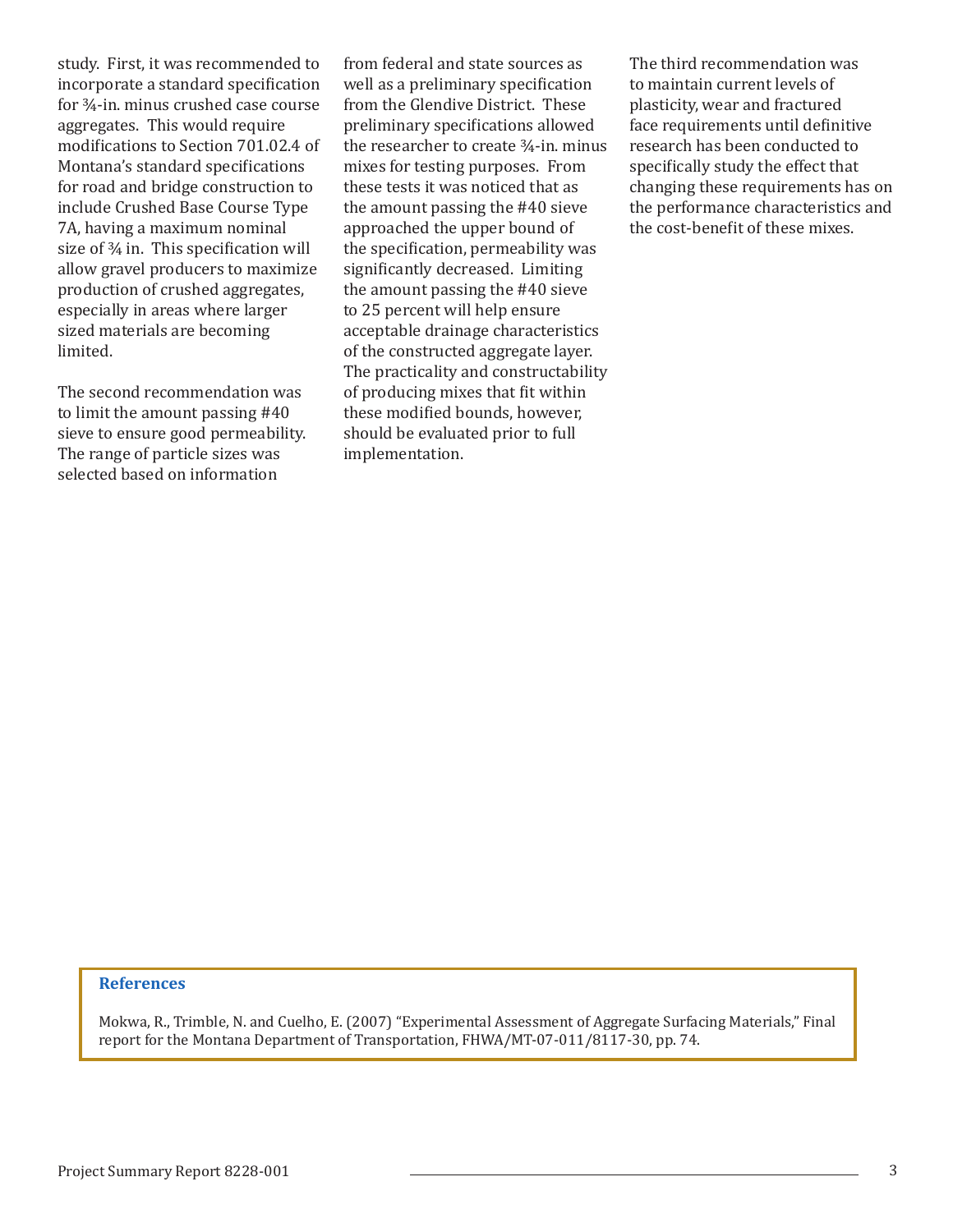study. First, it was recommended to incorporate a standard specification for ¾-in. minus crushed case course aggregates. This would require modifications to Section 701.02.4 of Montana's standard specifications for road and bridge construction to include Crushed Base Course Type 7A, having a maximum nominal size of ¾ in. This specification will allow gravel producers to maximize production of crushed aggregates, especially in areas where larger sized materials are becoming limited.

The second recommendation was to limit the amount passing #40 sieve to ensure good permeability. The range of particle sizes was selected based on information from federal and state sources as well as a preliminary specification from the Glendive District. These preliminary specifications allowed the researcher to create ¾-in. minus mixes for testing purposes. From these tests it was noticed that as the amount passing the #40 sieve approached the upper bound of the specification, permeability was significantly decreased. Limiting the amount passing the #40 sieve to 25 percent will help ensure acceptable drainage characteristics of the constructed aggregate layer. The practicality and constructability of producing mixes that fit within these modified bounds, however, should be evaluated prior to full implementation.

The third recommendation was to maintain current levels of plasticity, wear and fractured face requirements until definitive research has been conducted to specifically study the effect that changing these requirements has on the performance characteristics and the cost-benefit of these mixes.

**References**

Mokwa, R., Trimble, N. and Cuelho, E. (2007) "Experimental Assessment of Aggregate Surfacing Materials," Final report for the Montana Department of Transportation, FHWA/MT-07-011/8117-30, pp. 74.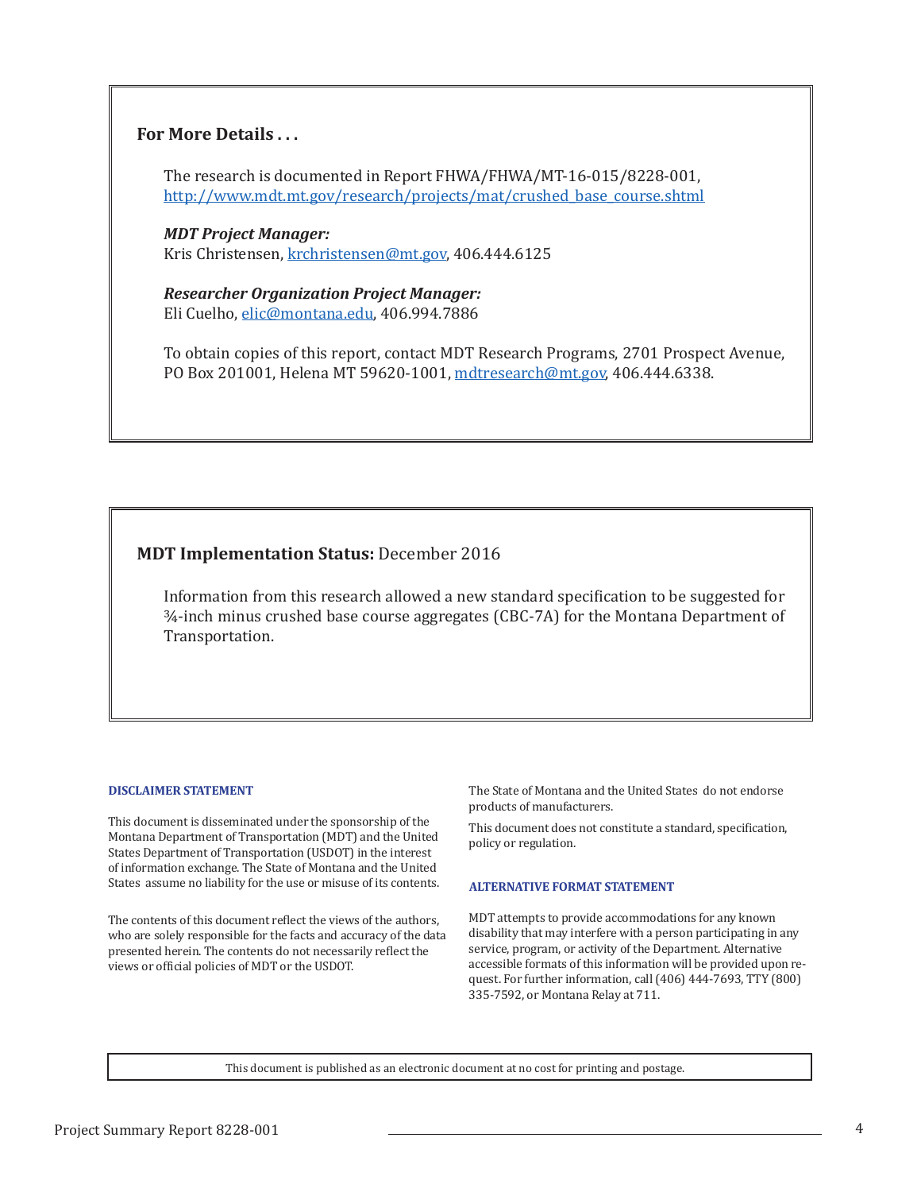## For More Details . . .

The research is documented in Report FHWA/FHWA/MT-16-015/8228-001, http://www.mdt.mt.gov/research/projects/mat/crushed_base_course.shtml

***MDT Project Manager:***
Kris Christensen, krchristensen@mt.gov, 406.444.6125

***Researcher Organization Project Manager:***
Eli Cuelho, elic@montana.edu, 406.994.7886

To obtain copies of this report, contact MDT Research Programs, 2701 Prospect Avenue, PO Box 201001, Helena MT 59620-1001, mdtresearch@mt.gov, 406.444.6338.

## MDT Implementation Status: December 2016

Information from this research allowed a new standard specification to be suggested for ¾-inch minus crushed base course aggregates (CBC-7A) for the Montana Department of Transportation.

### DISCLAIMER STATEMENT

This document is disseminated under the sponsorship of the Montana Department of Transportation (MDT) and the United States Department of Transportation (USDOT) in the interest of information exchange. The State of Montana and the United States assume no liability for the use or misuse of its contents.

The contents of this document reflect the views of the authors, who are solely responsible for the facts and accuracy of the data presented herein. The contents do not necessarily reflect the views or official policies of MDT or the USDOT.

The State of Montana and the United States do not endorse products of manufacturers.

This document does not constitute a standard, specification, policy or regulation.

### ALTERNATIVE FORMAT STATEMENT

MDT attempts to provide accommodations for any known disability that may interfere with a person participating in any service, program, or activity of the Department. Alternative accessible formats of this information will be provided upon request. For further information, call (406) 444-7693, TTY (800) 335-7592, or Montana Relay at 711.

This document is published as an electronic document at no cost for printing and postage.